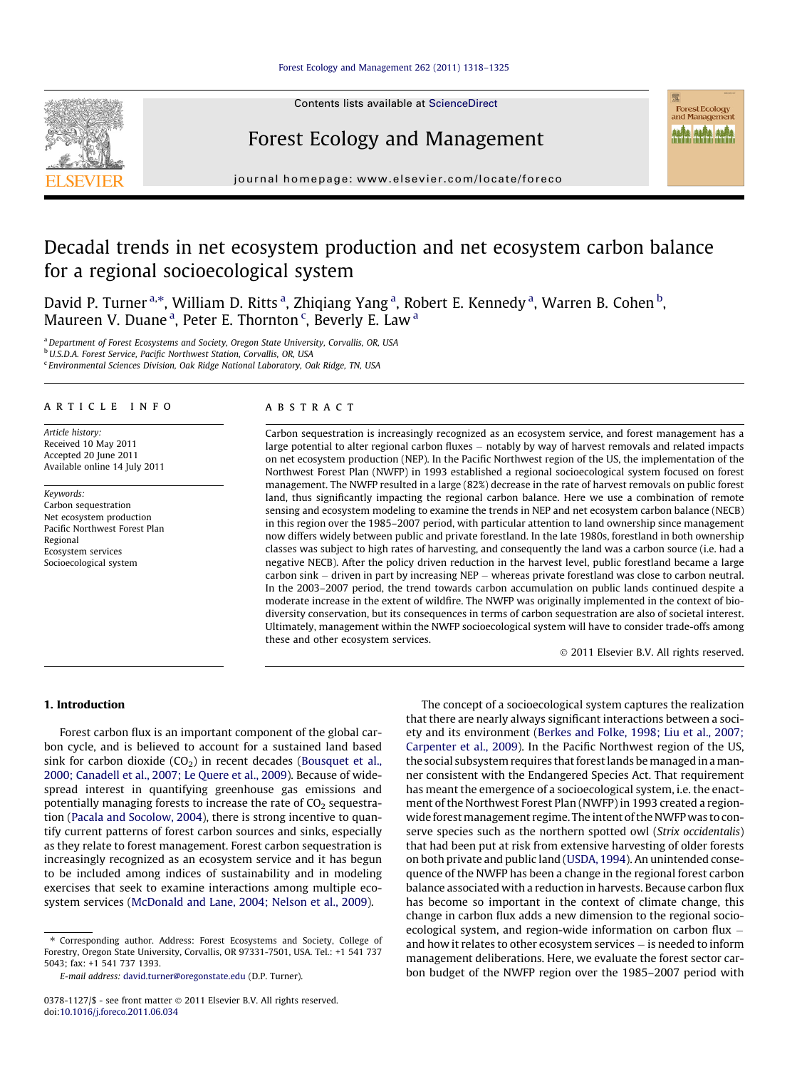# Decadal trends in net ecosystem production and net ecosystem carbon balance for a regional socioecological system

David P. Turner[a,*], William D. Ritts[a], Zhiqiang Yang[a], Robert E. Kennedy[a], Warren B. Cohen[b], Maureen V. Duane[a], Peter E. Thornton[c], Beverly E. Law[a]

[a] Department of Forest Ecosystems and Society, Oregon State University, Corvallis, OR, USA
[b] U.S.D.A. Forest Service, Pacific Northwest Station, Corvallis, OR, USA
[c] Environmental Sciences Division, Oak Ridge National Laboratory, Oak Ridge, TN, USA

## ARTICLE INFO

*Article history:*
Received 10 May 2011
Accepted 20 June 2011
Available online 14 July 2011

*Keywords:*
Carbon sequestration
Net ecosystem production
Pacific Northwest Forest Plan
Regional
Ecosystem services
Socioecological system

## ABSTRACT

Carbon sequestration is increasingly recognized as an ecosystem service, and forest management has a large potential to alter regional carbon fluxes – notably by way of harvest removals and related impacts on net ecosystem production (NEP). In the Pacific Northwest region of the US, the implementation of the Northwest Forest Plan (NWFP) in 1993 established a regional socioecological system focused on forest management. The NWFP resulted in a large (82%) decrease in the rate of harvest removals on public forest land, thus significantly impacting the regional carbon balance. Here we use a combination of remote sensing and ecosystem modeling to examine the trends in NEP and net ecosystem carbon balance (NECB) in this region over the 1985–2007 period, with particular attention to land ownership since management now differs widely between public and private forestland. In the late 1980s, forestland in both ownership classes was subject to high rates of harvesting, and consequently the land was a carbon source (i.e. had a negative NECB). After the policy driven reduction in the harvest level, public forestland became a large carbon sink – driven in part by increasing NEP – whereas private forestland was close to carbon neutral. In the 2003–2007 period, the trend towards carbon accumulation on public lands continued despite a moderate increase in the extent of wildfire. The NWFP was originally implemented in the context of biodiversity conservation, but its consequences in terms of carbon sequestration are also of societal interest. Ultimately, management within the NWFP socioecological system will have to consider trade-offs among these and other ecosystem services.

© 2011 Elsevier B.V. All rights reserved.

## 1. Introduction

Forest carbon flux is an important component of the global carbon cycle, and is believed to account for a sustained land based sink for carbon dioxide ($CO_2$) in recent decades (Bousquet et al., 2000; Canadell et al., 2007; Le Quere et al., 2009). Because of widespread interest in quantifying greenhouse gas emissions and potentially managing forests to increase the rate of $CO_2$ sequestration (Pacala and Socolow, 2004), there is strong incentive to quantify current patterns of forest carbon sources and sinks, especially as they relate to forest management. Forest carbon sequestration is increasingly recognized as an ecosystem service and it has begun to be included among indices of sustainability and in modeling exercises that seek to examine interactions among multiple ecosystem services (McDonald and Lane, 2004; Nelson et al., 2009).

The concept of a socioecological system captures the realization that there are nearly always significant interactions between a society and its environment (Berkes and Folke, 1998; Liu et al., 2007; Carpenter et al., 2009). In the Pacific Northwest region of the US, the social subsystem requires that forest lands be managed in a manner consistent with the Endangered Species Act. That requirement has meant the emergence of a socioecological system, i.e. the enactment of the Northwest Forest Plan (NWFP) in 1993 created a region-wide forest management regime. The intent of the NWFP was to conserve species such as the northern spotted owl (*Strix occidentalis*) that had been put at risk from extensive harvesting of older forests on both private and public land (USDA, 1994). An unintended consequence of the NWFP has been a change in the regional forest carbon balance associated with a reduction in harvests. Because carbon flux has become so important in the context of climate change, this change in carbon flux adds a new dimension to the regional socioecological system, and region-wide information on carbon flux – and how it relates to other ecosystem services – is needed to inform management deliberations. Here, we evaluate the forest sector carbon budget of the NWFP region over the 1985–2007 period with

* Corresponding author. Address: Forest Ecosystems and Society, College of Forestry, Oregon State University, Corvallis, OR 97331-7501, USA. Tel.: +1 541 737 5043; fax: +1 541 737 1393.
*E-mail address:* david.turner@oregonstate.edu (D.P. Turner).

0378-1127/$ - see front matter © 2011 Elsevier B.V. All rights reserved.
doi:10.1016/j.foreco.2011.06.034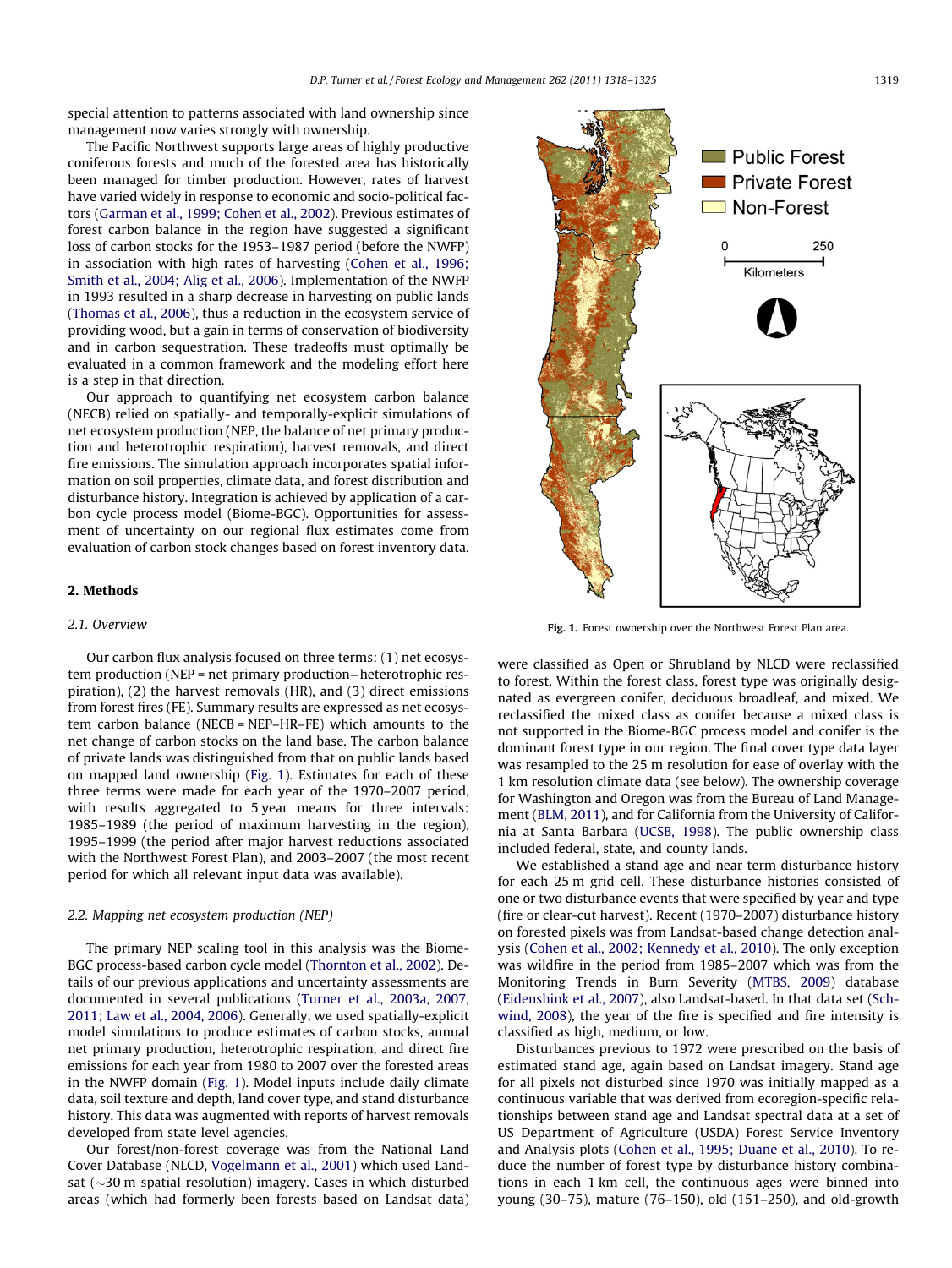special attention to patterns associated with land ownership since management now varies strongly with ownership.

The Pacific Northwest supports large areas of highly productive coniferous forests and much of the forested area has historically been managed for timber production. However, rates of harvest have varied widely in response to economic and socio-political factors (Garman et al., 1999; Cohen et al., 2002). Previous estimates of forest carbon balance in the region have suggested a significant loss of carbon stocks for the 1953–1987 period (before the NWFP) in association with high rates of harvesting (Cohen et al., 1996; Smith et al., 2004; Alig et al., 2006). Implementation of the NWFP in 1993 resulted in a sharp decrease in harvesting on public lands (Thomas et al., 2006), thus a reduction in the ecosystem service of providing wood, but a gain in terms of conservation of biodiversity and in carbon sequestration. These tradeoffs must optimally be evaluated in a common framework and the modeling effort here is a step in that direction.

Our approach to quantifying net ecosystem carbon balance (NECB) relied on spatially- and temporally-explicit simulations of net ecosystem production (NEP, the balance of net primary production and heterotrophic respiration), harvest removals, and direct fire emissions. The simulation approach incorporates spatial information on soil properties, climate data, and forest distribution and disturbance history. Integration is achieved by application of a carbon cycle process model (Biome-BGC). Opportunities for assessment of uncertainty on our regional flux estimates come from evaluation of carbon stock changes based on forest inventory data.

## 2. Methods

### 2.1. Overview

Our carbon flux analysis focused on three terms: (1) net ecosystem production (NEP = net primary production − heterotrophic respiration), (2) the harvest removals (HR), and (3) direct emissions from forest fires (FE). Summary results are expressed as net ecosystem carbon balance (NECB = NEP–HR–FE) which amounts to the net change of carbon stocks on the land base. The carbon balance of private lands was distinguished from that on public lands based on mapped land ownership (Fig. 1). Estimates for each of these three terms were made for each year of the 1970–2007 period, with results aggregated to 5 year means for three intervals: 1985–1989 (the period of maximum harvesting in the region), 1995–1999 (the period after major harvest reductions associated with the Northwest Forest Plan), and 2003–2007 (the most recent period for which all relevant input data was available).

### 2.2. Mapping net ecosystem production (NEP)

The primary NEP scaling tool in this analysis was the Biome-BGC process-based carbon cycle model (Thornton et al., 2002). Details of our previous applications and uncertainty assessments are documented in several publications (Turner et al., 2003a, 2007, 2011; Law et al., 2004, 2006). Generally, we used spatially-explicit model simulations to produce estimates of carbon stocks, annual net primary production, heterotrophic respiration, and direct fire emissions for each year from 1980 to 2007 over the forested areas in the NWFP domain (Fig. 1). Model inputs include daily climate data, soil texture and depth, land cover type, and stand disturbance history. This data was augmented with reports of harvest removals developed from state level agencies.

Our forest/non-forest coverage was from the National Land Cover Database (NLCD, Vogelmann et al., 2001) which used Landsat (~30 m spatial resolution) imagery. Cases in which disturbed areas (which had formerly been forests based on Landsat data) were classified as Open or Shrubland by NLCD were reclassified to forest. Within the forest class, forest type was originally designated as evergreen conifer, deciduous broadleaf, and mixed. We reclassified the mixed class as conifer because a mixed class is not supported in the Biome-BGC process model and conifer is the dominant forest type in our region. The final cover type data layer was resampled to the 25 m resolution for ease of overlay with the 1 km resolution climate data (see below). The ownership coverage for Washington and Oregon was from the Bureau of Land Management (BLM, 2011), and for California from the University of California at Santa Barbara (UCSB, 1998). The public ownership class included federal, state, and county lands.

We established a stand age and near term disturbance history for each 25 m grid cell. These disturbance histories consisted of one or two disturbance events that were specified by year and type (fire or clear-cut harvest). Recent (1970–2007) disturbance history on forested pixels was from Landsat-based change detection analysis (Cohen et al., 2002; Kennedy et al., 2010). The only exception was wildfire in the period from 1985–2007 which was from the Monitoring Trends in Burn Severity (MTBS, 2009) database (Eidenshink et al., 2007), also Landsat-based. In that data set (Schwind, 2008), the year of the fire is specified and fire intensity is classified as high, medium, or low.

Disturbances previous to 1972 were prescribed on the basis of estimated stand age, again based on Landsat imagery. Stand age for all pixels not disturbed since 1970 was initially mapped as a continuous variable that was derived from ecoregion-specific relationships between stand age and Landsat spectral data at a set of US Department of Agriculture (USDA) Forest Service Inventory and Analysis plots (Cohen et al., 1995; Duane et al., 2010). To reduce the number of forest type by disturbance history combinations in each 1 km cell, the continuous ages were binned into young (30–75), mature (76–150), old (151–250), and old-growth

Fig. 1. Forest ownership over the Northwest Forest Plan area.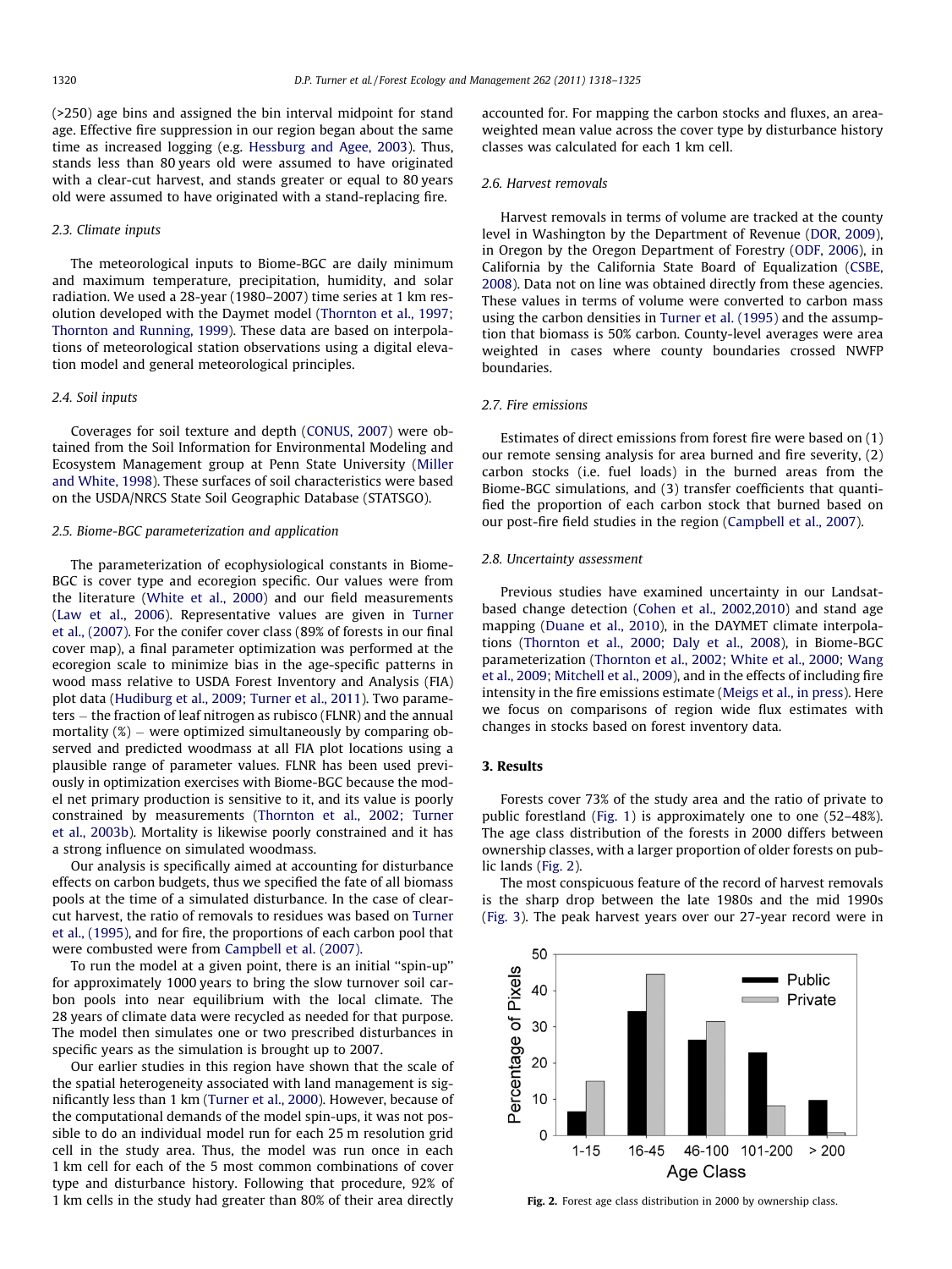(>250) age bins and assigned the bin interval midpoint for stand age. Effective fire suppression in our region began about the same time as increased logging (e.g. Hessburg and Agee, 2003). Thus, stands less than 80 years old were assumed to have originated with a clear-cut harvest, and stands greater or equal to 80 years old were assumed to have originated with a stand-replacing fire.

### 2.3. Climate inputs

The meteorological inputs to Biome-BGC are daily minimum and maximum temperature, precipitation, humidity, and solar radiation. We used a 28-year (1980–2007) time series at 1 km resolution developed with the Daymet model (Thornton et al., 1997; Thornton and Running, 1999). These data are based on interpolations of meteorological station observations using a digital elevation model and general meteorological principles.

### 2.4. Soil inputs

Coverages for soil texture and depth (CONUS, 2007) were obtained from the Soil Information for Environmental Modeling and Ecosystem Management group at Penn State University (Miller and White, 1998). These surfaces of soil characteristics were based on the USDA/NRCS State Soil Geographic Database (STATSGO).

### 2.5. Biome-BGC parameterization and application

The parameterization of ecophysiological constants in Biome-BGC is cover type and ecoregion specific. Our values were from the literature (White et al., 2000) and our field measurements (Law et al., 2006). Representative values are given in Turner et al., (2007). For the conifer cover class (89% of forests in our final cover map), a final parameter optimization was performed at the ecoregion scale to minimize bias in the age-specific patterns in wood mass relative to USDA Forest Inventory and Analysis (FIA) plot data (Hudiburg et al., 2009; Turner et al., 2011). Two parameters – the fraction of leaf nitrogen as rubisco (FLNR) and the annual mortality (%) – were optimized simultaneously by comparing observed and predicted woodmass at all FIA plot locations using a plausible range of parameter values. FLNR has been used previously in optimization exercises with Biome-BGC because the model net primary production is sensitive to it, and its value is poorly constrained by measurements (Thornton et al., 2002; Turner et al., 2003b). Mortality is likewise poorly constrained and it has a strong influence on simulated woodmass.

Our analysis is specifically aimed at accounting for disturbance effects on carbon budgets, thus we specified the fate of all biomass pools at the time of a simulated disturbance. In the case of clear-cut harvest, the ratio of removals to residues was based on Turner et al., (1995), and for fire, the proportions of each carbon pool that were combusted were from Campbell et al. (2007).

To run the model at a given point, there is an initial "spin-up" for approximately 1000 years to bring the slow turnover soil carbon pools into near equilibrium with the local climate. The 28 years of climate data were recycled as needed for that purpose. The model then simulates one or two prescribed disturbances in specific years as the simulation is brought up to 2007.

Our earlier studies in this region have shown that the scale of the spatial heterogeneity associated with land management is significantly less than 1 km (Turner et al., 2000). However, because of the computational demands of the model spin-ups, it was not possible to do an individual model run for each 25 m resolution grid cell in the study area. Thus, the model was run once in each 1 km cell for each of the 5 most common combinations of cover type and disturbance history. Following that procedure, 92% of 1 km cells in the study had greater than 80% of their area directly accounted for. For mapping the carbon stocks and fluxes, an area-weighted mean value across the cover type by disturbance history classes was calculated for each 1 km cell.

### 2.6. Harvest removals

Harvest removals in terms of volume are tracked at the county level in Washington by the Department of Revenue (DOR, 2009), in Oregon by the Oregon Department of Forestry (ODF, 2006), in California by the California State Board of Equalization (CSBE, 2008). Data not on line was obtained directly from these agencies. These values in terms of volume were converted to carbon mass using the carbon densities in Turner et al. (1995) and the assumption that biomass is 50% carbon. County-level averages were area weighted in cases where county boundaries crossed NWFP boundaries.

### 2.7. Fire emissions

Estimates of direct emissions from forest fire were based on (1) our remote sensing analysis for area burned and fire severity, (2) carbon stocks (i.e. fuel loads) in the burned areas from the Biome-BGC simulations, and (3) transfer coefficients that quantified the proportion of each carbon stock that burned based on our post-fire field studies in the region (Campbell et al., 2007).

### 2.8. Uncertainty assessment

Previous studies have examined uncertainty in our Landsat-based change detection (Cohen et al., 2002,2010) and stand age mapping (Duane et al., 2010), in the DAYMET climate interpolations (Thornton et al., 2000; Daly et al., 2008), in Biome-BGC parameterization (Thornton et al., 2002; White et al., 2000; Wang et al., 2009; Mitchell et al., 2009), and in the effects of including fire intensity in the fire emissions estimate (Meigs et al., in press). Here we focus on comparisons of region wide flux estimates with changes in stocks based on forest inventory data.

## 3. Results

Forests cover 73% of the study area and the ratio of private to public forestland (Fig. 1) is approximately one to one (52–48%). The age class distribution of the forests in 2000 differs between ownership classes, with a larger proportion of older forests on public lands (Fig. 2).

The most conspicuous feature of the record of harvest removals is the sharp drop between the late 1980s and the mid 1990s (Fig. 3). The peak harvest years over our 27-year record were in

**Fig. 2.** Forest age class distribution in 2000 by ownership class.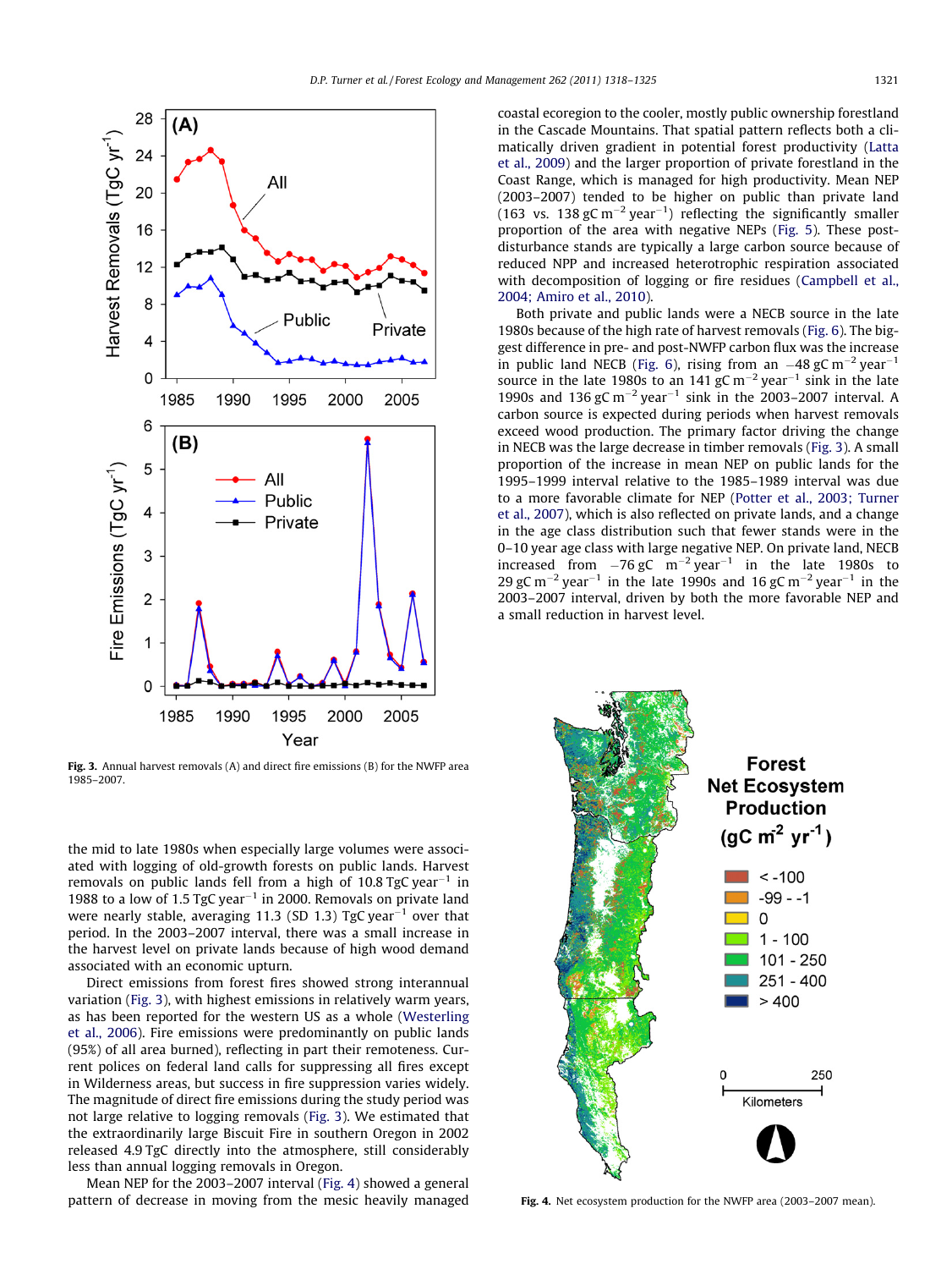Fig. 3. Annual harvest removals (A) and direct fire emissions (B) for the NWFP area 1985–2007.

the mid to late 1980s when especially large volumes were associated with logging of old-growth forests on public lands. Harvest removals on public lands fell from a high of 10.8 TgC year$^{-1}$ in 1988 to a low of 1.5 TgC year$^{-1}$ in 2000. Removals on private land were nearly stable, averaging 11.3 (SD 1.3) TgC year$^{-1}$ over that period. In the 2003–2007 interval, there was a small increase in the harvest level on private lands because of high wood demand associated with an economic upturn.

Direct emissions from forest fires showed strong interannual variation (Fig. 3), with highest emissions in relatively warm years, as has been reported for the western US as a whole (Westerling et al., 2006). Fire emissions were predominantly on public lands (95%) of all area burned), reflecting in part their remoteness. Current polices on federal land calls for suppressing all fires except in Wilderness areas, but success in fire suppression varies widely. The magnitude of direct fire emissions during the study period was not large relative to logging removals (Fig. 3). We estimated that the extraordinarily large Biscuit Fire in southern Oregon in 2002 released 4.9 TgC directly into the atmosphere, still considerably less than annual logging removals in Oregon.

Mean NEP for the 2003–2007 interval (Fig. 4) showed a general pattern of decrease in moving from the mesic heavily managed coastal ecoregion to the cooler, mostly public ownership forestland in the Cascade Mountains. That spatial pattern reflects both a climatically driven gradient in potential forest productivity (Latta et al., 2009) and the larger proportion of private forestland in the Coast Range, which is managed for high productivity. Mean NEP (2003–2007) tended to be higher on public than private land (163 vs. 138 gC m$^{-2}$ year$^{-1}$) reflecting the significantly smaller proportion of the area with negative NEPs (Fig. 5). These post-disturbance stands are typically a large carbon source because of reduced NPP and increased heterotrophic respiration associated with decomposition of logging or fire residues (Campbell et al., 2004; Amiro et al., 2010).

Both private and public lands were a NECB source in the late 1980s because of the high rate of harvest removals (Fig. 6). The biggest difference in pre- and post-NWFP carbon flux was the increase in public land NECB (Fig. 6), rising from an −48 gC m$^{-2}$ year$^{-1}$ source in the late 1980s to an 141 gC m$^{-2}$ year$^{-1}$ sink in the late 1990s and 136 gC m$^{-2}$ year$^{-1}$ sink in the 2003–2007 interval. A carbon source is expected during periods when harvest removals exceed wood production. The primary factor driving the change in NECB was the large decrease in timber removals (Fig. 3). A small proportion of the increase in mean NEP on public lands for the 1995–1999 interval relative to the 1985–1989 interval was due to a more favorable climate for NEP (Potter et al., 2003; Turner et al., 2007), which is also reflected on private lands, and a change in the age class distribution such that fewer stands were in the 0–10 year age class with large negative NEP. On private land, NECB increased from −76 gC m$^{-2}$ year$^{-1}$ in the late 1980s to 29 gC m$^{-2}$ year$^{-1}$ in the late 1990s and 16 gC m$^{-2}$ year$^{-1}$ in the 2003–2007 interval, driven by both the more favorable NEP and a small reduction in harvest level.

Fig. 4. Net ecosystem production for the NWFP area (2003–2007 mean).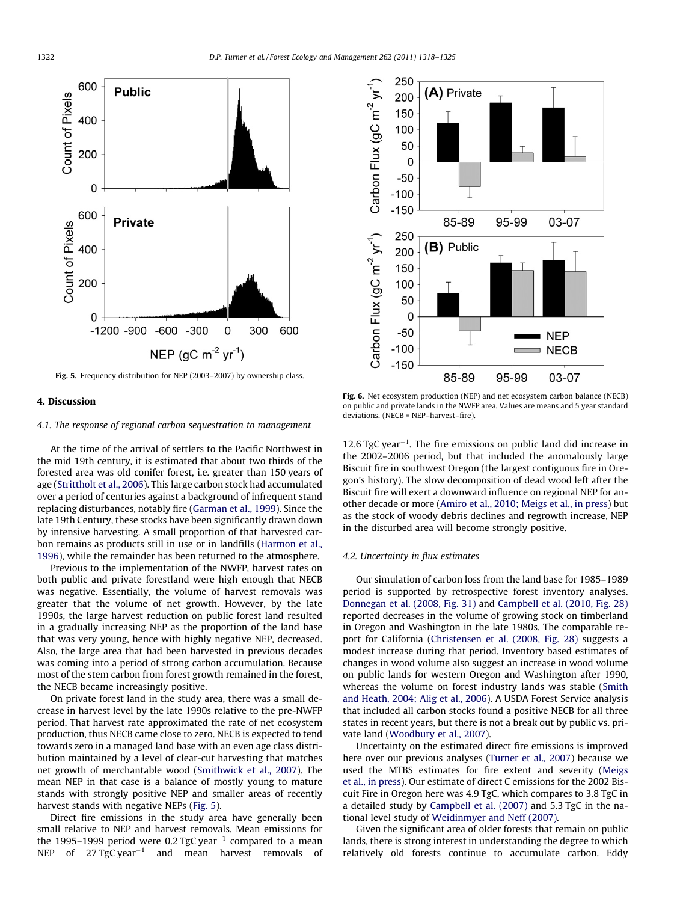Fig. 5. Frequency distribution for NEP (2003–2007) by ownership class.

Fig. 6. Net ecosystem production (NEP) and net ecosystem carbon balance (NECB) on public and private lands in the NWFP area. Values are means and 5 year standard deviations. (NECB = NEP–harvest–fire).

## 4. Discussion

### 4.1. The response of regional carbon sequestration to management

At the time of the arrival of settlers to the Pacific Northwest in the mid 19th century, it is estimated that about two thirds of the forested area was old conifer forest, i.e. greater than 150 years of age (Strittholt et al., 2006). This large carbon stock had accumulated over a period of centuries against a background of infrequent stand replacing disturbances, notably fire (Garman et al., 1999). Since the late 19th Century, these stocks have been significantly drawn down by intensive harvesting. A small proportion of that harvested carbon remains as products still in use or in landfills (Harmon et al., 1996), while the remainder has been returned to the atmosphere.

Previous to the implementation of the NWFP, harvest rates on both public and private forestland were high enough that NECB was negative. Essentially, the volume of harvest removals was greater that the volume of net growth. However, by the late 1990s, the large harvest reduction on public forest land resulted in a gradually increasing NEP as the proportion of the land base that was very young, hence with highly negative NEP, decreased. Also, the large area that had been harvested in previous decades was coming into a period of strong carbon accumulation. Because most of the stem carbon from forest growth remained in the forest, the NECB became increasingly positive.

On private forest land in the study area, there was a small decrease in harvest level by the late 1990s relative to the pre-NWFP period. That harvest rate approximated the rate of net ecosystem production, thus NECB came close to zero. NECB is expected to tend towards zero in a managed land base with an even age class distribution maintained by a level of clear-cut harvesting that matches net growth of merchantable wood (Smithwick et al., 2007). The mean NEP in that case is a balance of mostly young to mature stands with strongly positive NEP and smaller areas of recently harvest stands with negative NEPs (Fig. 5).

Direct fire emissions in the study area have generally been small relative to NEP and harvest removals. Mean emissions for the 1995–1999 period were 0.2 TgC year$^{-1}$ compared to a mean NEP of 27 TgC year$^{-1}$ and mean harvest removals of 12.6 TgC year$^{-1}$. The fire emissions on public land did increase in the 2002–2006 period, but that included the anomalously large Biscuit fire in southwest Oregon (the largest contiguous fire in Oregon's history). The slow decomposition of dead wood left after the Biscuit fire will exert a downward influence on regional NEP for another decade or more (Amiro et al., 2010; Meigs et al., in press) but as the stock of woody debris declines and regrowth increase, NEP in the disturbed area will become strongly positive.

### 4.2. Uncertainty in flux estimates

Our simulation of carbon loss from the land base for 1985–1989 period is supported by retrospective forest inventory analyses. Donnegan et al. (2008, Fig. 31) and Campbell et al. (2010, Fig. 28) reported decreases in the volume of growing stock on timberland in Oregon and Washington in the late 1980s. The comparable report for California (Christensen et al. (2008, Fig. 28) suggests a modest increase during that period. Inventory based estimates of changes in wood volume also suggest an increase in wood volume on public lands for western Oregon and Washington after 1990, whereas the volume on forest industry lands was stable (Smith and Heath, 2004; Alig et al., 2006). A USDA Forest Service analysis that included all carbon stocks found a positive NECB for all three states in recent years, but there is not a break out by public vs. private land (Woodbury et al., 2007).

Uncertainty on the estimated direct fire emissions is improved here over our previous analyses (Turner et al., 2007) because we used the MTBS estimates for fire extent and severity (Meigs et al., in press). Our estimate of direct C emissions for the 2002 Biscuit Fire in Oregon here was 4.9 TgC, which compares to 3.8 TgC in a detailed study by Campbell et al. (2007) and 5.3 TgC in the national level study of Weidinmyer and Neff (2007).

Given the significant area of older forests that remain on public lands, there is strong interest in understanding the degree to which relatively old forests continue to accumulate carbon. Eddy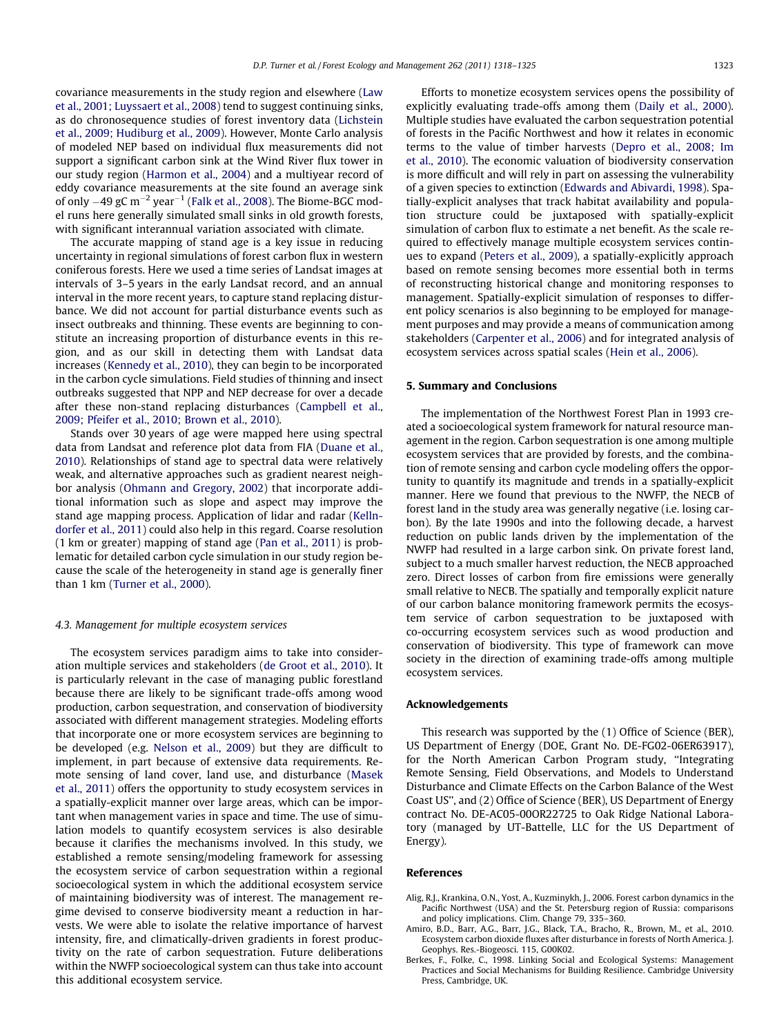covariance measurements in the study region and elsewhere (Law et al., 2001; Luyssaert et al., 2008) tend to suggest continuing sinks, as do chronosequence studies of forest inventory data (Lichstein et al., 2009; Hudiburg et al., 2009). However, Monte Carlo analysis of modeled NEP based on individual flux measurements did not support a significant carbon sink at the Wind River flux tower in our study region (Harmon et al., 2004) and a multiyear record of eddy covariance measurements at the site found an average sink of only $-49$ gC m$^{-2}$ year$^{-1}$ (Falk et al., 2008). The Biome-BGC model runs here generally simulated small sinks in old growth forests, with significant interannual variation associated with climate.

The accurate mapping of stand age is a key issue in reducing uncertainty in regional simulations of forest carbon flux in western coniferous forests. Here we used a time series of Landsat images at intervals of 3–5 years in the early Landsat record, and an annual interval in the more recent years, to capture stand replacing disturbance. We did not account for partial disturbance events such as insect outbreaks and thinning. These events are beginning to constitute an increasing proportion of disturbance events in this region, and as our skill in detecting them with Landsat data increases (Kennedy et al., 2010), they can begin to be incorporated in the carbon cycle simulations. Field studies of thinning and insect outbreaks suggested that NPP and NEP decrease for over a decade after these non-stand replacing disturbances (Campbell et al., 2009; Pfeifer et al., 2010; Brown et al., 2010).

Stands over 30 years of age were mapped here using spectral data from Landsat and reference plot data from FIA (Duane et al., 2010). Relationships of stand age to spectral data were relatively weak, and alternative approaches such as gradient nearest neighbor analysis (Ohmann and Gregory, 2002) that incorporate additional information such as slope and aspect may improve the stand age mapping process. Application of lidar and radar (Kellndorfer et al., 2011) could also help in this regard. Coarse resolution (1 km or greater) mapping of stand age (Pan et al., 2011) is problematic for detailed carbon cycle simulation in our study region because the scale of the heterogeneity in stand age is generally finer than 1 km (Turner et al., 2000).

### 4.3. Management for multiple ecosystem services

The ecosystem services paradigm aims to take into consideration multiple services and stakeholders (de Groot et al., 2010). It is particularly relevant in the case of managing public forestland because there are likely to be significant trade-offs among wood production, carbon sequestration, and conservation of biodiversity associated with different management strategies. Modeling efforts that incorporate one or more ecosystem services are beginning to be developed (e.g. Nelson et al., 2009) but they are difficult to implement, in part because of extensive data requirements. Remote sensing of land cover, land use, and disturbance (Masek et al., 2011) offers the opportunity to study ecosystem services in a spatially-explicit manner over large areas, which can be important when management varies in space and time. The use of simulation models to quantify ecosystem services is also desirable because it clarifies the mechanisms involved. In this study, we established a remote sensing/modeling framework for assessing the ecosystem service of carbon sequestration within a regional socioecological system in which the additional ecosystem service of maintaining biodiversity was of interest. The management regime devised to conserve biodiversity meant a reduction in harvests. We were able to isolate the relative importance of harvest intensity, fire, and climatically-driven gradients in forest productivity on the rate of carbon sequestration. Future deliberations within the NWFP socioecological system can thus take into account this additional ecosystem service.

Efforts to monetize ecosystem services opens the possibility of explicitly evaluating trade-offs among them (Daily et al., 2000). Multiple studies have evaluated the carbon sequestration potential of forests in the Pacific Northwest and how it relates in economic terms to the value of timber harvests (Depro et al., 2008; Im et al., 2010). The economic valuation of biodiversity conservation is more difficult and will rely in part on assessing the vulnerability of a given species to extinction (Edwards and Abivardi, 1998). Spatially-explicit analyses that track habitat availability and population structure could be juxtaposed with spatially-explicit simulation of carbon flux to estimate a net benefit. As the scale required to effectively manage multiple ecosystem services continues to expand (Peters et al., 2009), a spatially-explicitly approach based on remote sensing becomes more essential both in terms of reconstructing historical change and monitoring responses to management. Spatially-explicit simulation of responses to different policy scenarios is also beginning to be employed for management purposes and may provide a means of communication among stakeholders (Carpenter et al., 2006) and for integrated analysis of ecosystem services across spatial scales (Hein et al., 2006).

## 5. Summary and Conclusions

The implementation of the Northwest Forest Plan in 1993 created a socioecological system framework for natural resource management in the region. Carbon sequestration is one among multiple ecosystem services that are provided by forests, and the combination of remote sensing and carbon cycle modeling offers the opportunity to quantify its magnitude and trends in a spatially-explicit manner. Here we found that previous to the NWFP, the NECB of forest land in the study area was generally negative (i.e. losing carbon). By the late 1990s and into the following decade, a harvest reduction on public lands driven by the implementation of the NWFP had resulted in a large carbon sink. On private forest land, subject to a much smaller harvest reduction, the NECB approached zero. Direct losses of carbon from fire emissions were generally small relative to NECB. The spatially and temporally explicit nature of our carbon balance monitoring framework permits the ecosystem service of carbon sequestration to be juxtaposed with co-occurring ecosystem services such as wood production and conservation of biodiversity. This type of framework can move society in the direction of examining trade-offs among multiple ecosystem services.

## Acknowledgements

This research was supported by the (1) Office of Science (BER), US Department of Energy (DOE, Grant No. DE-FG02-06ER63917), for the North American Carbon Program study, ''Integrating Remote Sensing, Field Observations, and Models to Understand Disturbance and Climate Effects on the Carbon Balance of the West Coast US'', and (2) Office of Science (BER), US Department of Energy contract No. DE-AC05-00OR22725 to Oak Ridge National Laboratory (managed by UT-Battelle, LLC for the US Department of Energy).

## References

Alig, R.J., Krankina, O.N., Yost, A., Kuzminykh, J., 2006. Forest carbon dynamics in the Pacific Northwest (USA) and the St. Petersburg region of Russia: comparisons and policy implications. Clim. Change 79, 335–360.

Amiro, B.D., Barr, A.G., Barr, J.G., Black, T.A., Bracho, R., Brown, M., et al., 2010. Ecosystem carbon dioxide fluxes after disturbance in forests of North America. J. Geophys. Res.-Biogeosci. 115, G00K02.

Berkes, F., Folke, C., 1998. Linking Social and Ecological Systems: Management Practices and Social Mechanisms for Building Resilience. Cambridge University Press, Cambridge, UK.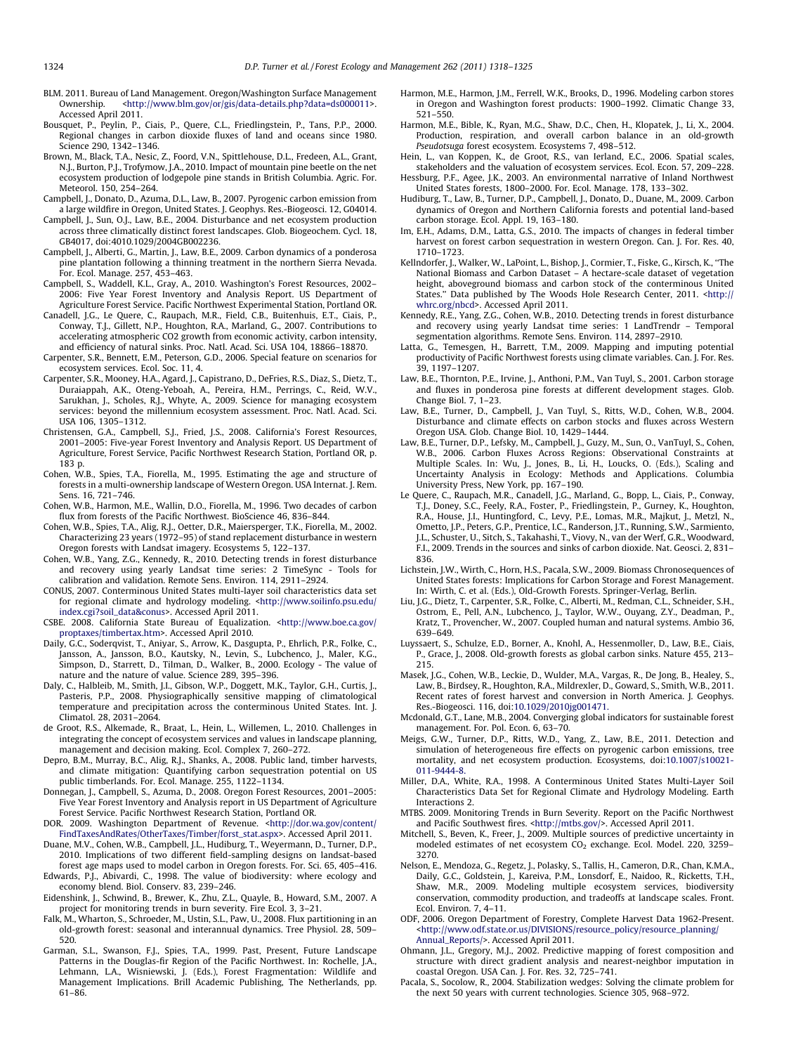BLM. 2011. Bureau of Land Management. Oregon/Washington Surface Management Ownership. <http://www.blm.gov/or/gis/data-details.php?data=ds000011>. Accessed April 2011.

Bousquet, P., Peylin, P., Ciais, P., Quere, C.L., Friedlingstein, P., Tans, P.P., 2000. Regional changes in carbon dioxide fluxes of land and oceans since 1980. Science 290, 1342–1346.

Brown, M., Black, T.A., Nesic, Z., Foord, V.N., Spittlehouse, D.L., Fredeen, A.L., Grant, N.J., Burton, P.J., Trofymow, J.A., 2010. Impact of mountain pine beetle on the net ecosystem production of lodgepole pine stands in British Columbia. Agric. For. Meteorol. 150, 254–264.

Campbell, J., Donato, D., Azuma, D.L., Law, B., 2007. Pyrogenic carbon emission from a large wildfire in Oregon, United States. J. Geophys. Res.-Biogeosci. 12, G04014.

Campbell, J., Sun, O.J., Law, B.E., 2004. Disturbance and net ecosystem production across three climatically distinct forest landscapes. Glob. Biogeochem. Cycl. 18, GB4017, doi:4010.1029/2004GB002236.

Campbell, J., Alberti, G., Martin, J., Law, B.E., 2009. Carbon dynamics of a ponderosa pine plantation following a thinning treatment in the northern Sierra Nevada. For. Ecol. Manage. 257, 453–463.

Campbell, S., Waddell, K.L., Gray, A., 2010. Washington's Forest Resources, 2002–2006: Five Year Forest Inventory and Analysis Report. US Department of Agriculture Forest Service. Pacific Northwest Experimental Station, Portland OR.

Canadell, J.G., Le Quere, C., Raupach, M.R., Field, C.B., Buitenhuis, E.T., Ciais, P., Conway, T.J., Gillett, N.P., Houghton, R.A., Marland, G., 2007. Contributions to accelerating atmospheric CO2 growth from economic activity, carbon intensity, and efficiency of natural sinks. Proc. Natl. Acad. Sci. USA 104, 18866–18870.

Carpenter, S.R., Bennett, E.M., Peterson, G.D., 2006. Special feature on scenarios for ecosystem services. Ecol. Soc. 11, 4.

Carpenter, S.R., Mooney, H.A., Agard, J., Capistrano, D., DeFries, R.S., Diaz, S., Dietz, T., Duraiappah, A.K., Oteng-Yeboah, A., Pereira, H.M., Perrings, C., Reid, W.V., Sarukhan, J., Scholes, R.J., Whyte, A., 2009. Science for managing ecosystem services: beyond the millennium ecosystem assessment. Proc. Natl. Acad. Sci. USA 106, 1305–1312.

Christensen, G.A., Campbell, S.J., Fried, J.S., 2008. California's Forest Resources, 2001–2005: Five-year Forest Inventory and Analysis Report. US Department of Agriculture, Forest Service, Pacific Northwest Research Station, Portland OR, p. 183 p.

Cohen, W.B., Spies, T.A., Fiorella, M., 1995. Estimating the age and structure of forests in a multi-ownership landscape of Western Oregon. USA Internat. J. Rem. Sens. 16, 721–746.

Cohen, W.B., Harmon, M.E., Wallin, D.O., Fiorella, M., 1996. Two decades of carbon flux from forests of the Pacific Northwest. BioScience 46, 836–844.

Cohen, W.B., Spies, T.A., Alig, R.J., Oetter, D.R., Maiersperger, T.K., Fiorella, M., 2002. Characterizing 23 years (1972–95) of stand replacement disturbance in western Oregon forests with Landsat imagery. Ecosystems 5, 122–137.

Cohen, W.B., Yang, Z.G., Kennedy, R., 2010. Detecting trends in forest disturbance and recovery using yearly Landsat time series: 2 TimeSync - Tools for calibration and validation. Remote Sens. Environ. 114, 2911–2924.

CONUS, 2007. Conterminous United States multi-layer soil characteristics data set for regional climate and hydrology modeling. <http://www.soilinfo.psu.edu/index.cgi?soil_data&conus>. Accessed April 2011.

CSBE. 2008. California State Bureau of Equalization. <http://www.boe.ca.gov/proptaxes/timbertax.htm>. Accessed April 2010.

Daily, G.C., Soderqvist, T., Aniyar, S., Arrow, K., Dasgupta, P., Ehrlich, P.R., Folke, C., Jansson, A., Jansson, B.O., Kautsky, N., Levin, S., Lubchenco, J., Maler, K.G., Simpson, D., Starrett, D., Tilman, D., Walker, B., 2000. Ecology - The value of nature and the nature of value. Science 289, 395–396.

Daly, C., Halbleib, M., Smith, J.I., Gibson, W.P., Doggett, M.K., Taylor, G.H., Curtis, J., Pasteris, P.P., 2008. Physiographically sensitive mapping of climatological temperature and precipitation across the conterminous United States. Int. J. Climatol. 28, 2031–2064.

de Groot, R.S., Alkemade, R., Braat, L., Hein, L., Willemen, L., 2010. Challenges in integrating the concept of ecosystem services and values in landscape planning, management and decision making. Ecol. Complex 7, 260–272.

Depro, B.M., Murray, B.C., Alig, R.J., Shanks, A., 2008. Public land, timber harvests, and climate mitigation: Quantifying carbon sequestration potential on US public timberlands. For. Ecol. Manage. 255, 1122–1134.

Donnegan, J., Campbell, S., Azuma, D., 2008. Oregon Forest Resources, 2001–2005: Five Year Forest Inventory and Analysis report in US Department of Agriculture Forest Service. Pacific Northwest Research Station, Portland OR.

DOR. 2009. Washington Department of Revenue. <http://dor.wa.gov/content/FindTaxesAndRates/OtherTaxes/Timber/forst_stat.aspx>. Accessed April 2011.

Duane, M.V., Cohen, W.B., Campbell, J.L., Hudiburg, T., Weyermann, D., Turner, D.P., 2010. Implications of two different field-sampling designs on landsat-based forest age maps used to model carbon in Oregon forests. For. Sci. 65, 405–416.

Edwards, P.J., Abivardi, C., 1998. The value of biodiversity: where ecology and economy blend. Biol. Conserv. 83, 239–246.

Eidenshink, J., Schwind, B., Brewer, K., Zhu, Z.L., Quayle, B., Howard, S.M., 2007. A project for monitoring trends in burn severity. Fire Ecol. 3, 3–21.

Falk, M., Wharton, S., Schroeder, M., Ustin, S.L., Paw, U., 2008. Flux partitioning in an old-growth forest: seasonal and interannual dynamics. Tree Physiol. 28, 509–520.

Garman, S.L., Swanson, F.J., Spies, T.A., 1999. Past, Present, Future Landscape Patterns in the Douglas-fir Region of the Pacific Northwest. In: Rochelle, J.A., Lehmann, L.A., Wisniewski, J. (Eds.), Forest Fragmentation: Wildlife and Management Implications. Brill Academic Publishing, The Netherlands, pp. 61–86.

Harmon, M.E., Harmon, J.M., Ferrell, W.K., Brooks, D., 1996. Modeling carbon stores in Oregon and Washington forest products: 1900–1992. Climatic Change 33, 521–550.

Harmon, M.E., Bible, K., Ryan, M.G., Shaw, D.C., Chen, H., Klopatek, J., Li, X., 2004. Production, respiration, and overall carbon balance in an old-growth *Pseudotsuga* forest ecosystem. Ecosystems 7, 498–512.

Hein, L., van Koppen, K., de Groot, R.S., van Ierland, E.C., 2006. Spatial scales, stakeholders and the valuation of ecosystem services. Ecol. Econ. 57, 209–228.

Hessburg, P.F., Agee, J.K., 2003. An environmental narrative of Inland Northwest United States forests, 1800–2000. For. Ecol. Manage. 178, 133–302.

Hudiburg, T., Law, B., Turner, D.P., Campbell, J., Donato, D., Duane, M., 2009. Carbon dynamics of Oregon and Northern California forests and potential land-based carbon storage. Ecol. Appl. 19, 163–180.

Im, E.H., Adams, D.M., Latta, G.S., 2010. The impacts of changes in federal timber harvest on forest carbon sequestration in western Oregon. Can. J. For. Res. 40, 1710–1723.

Kellndorfer, J., Walker, W., LaPoint, L., Bishop, J., Cormier, T., Fiske, G., Kirsch, K., "The National Biomass and Carbon Dataset – A hectare-scale dataset of vegetation height, aboveground biomass and carbon stock of the conterminous United States." Data published by The Woods Hole Research Center, 2011. <http://whrc.org/nbcd>. Accessed April 2011.

Kennedy, R.E., Yang, Z.G., Cohen, W.B., 2010. Detecting trends in forest disturbance and recovery using yearly Landsat time series: 1 LandTrendr – Temporal segmentation algorithms. Remote Sens. Environ. 114, 2897–2910.

Latta, G., Temesgen, H., Barrett, T.M., 2009. Mapping and imputing potential productivity of Pacific Northwest forests using climate variables. Can. J. For. Res. 39, 1197–1207.

Law, B.E., Thornton, P.E., Irvine, J., Anthoni, P.M., Van Tuyl, S., 2001. Carbon storage and fluxes in ponderosa pine forests at different development stages. Glob. Change Biol. 7, 1–23.

Law, B.E., Turner, D., Campbell, J., Van Tuyl, S., Ritts, W.D., Cohen, W.B., 2004. Disturbance and climate effects on carbon stocks and fluxes across Western Oregon USA. Glob. Change Biol. 10, 1429–1444.

Law, B.E., Turner, D.P., Lefsky, M., Campbell, J., Guzy, M., Sun, O., VanTuyl, S., Cohen, W.B., 2006. Carbon Fluxes Across Regions: Observational Constraints at Multiple Scales. In: Wu, J., Jones, B., Li, H., Loucks, O. (Eds.), Scaling and Uncertainty Analysis in Ecology: Methods and Applications. Columbia University Press, New York, pp. 167–190.

Le Quere, C., Raupach, M.R., Canadell, J.G., Marland, G., Bopp, L., Ciais, P., Conway, T.J., Doney, S.C., Feely, R.A., Foster, P., Friedlingstein, P., Gurney, K., Houghton, R.A., House, J.I., Huntingford, C., Levy, P.E., Lomas, M.R., Majkut, J., Metzl, N., Ometto, J.P., Peters, G.P., Prentice, I.C., Randerson, J.T., Running, S.W., Sarmiento, J.L., Schuster, U., Sitch, S., Takahashi, T., Viovy, N., van der Werf, G.R., Woodward, F.I., 2009. Trends in the sources and sinks of carbon dioxide. Nat. Geosci. 2, 831–836.

Lichstein, J.W., Wirth, C., Horn, H.S., Pacala, S.W., 2009. Biomass Chronosequences of United States forests: Implications for Carbon Storage and Forest Management. In: Wirth, C. et al. (Eds.), Old-Growth Forests. Springer-Verlag, Berlin.

Liu, J.G., Dietz, T., Carpenter, S.R., Folke, C., Alberti, M., Redman, C.L., Schneider, S.H., Ostrom, E., Pell, A.N., Lubchenco, J., Taylor, W.W., Ouyang, Z.Y., Deadman, P., Kratz, T., Provencher, W., 2007. Coupled human and natural systems. Ambio 36, 639–649.

Luyssaert, S., Schulze, E.D., Borner, A., Knohl, A., Hessenmoller, D., Law, B.E., Ciais, P., Grace, J., 2008. Old-growth forests as global carbon sinks. Nature 455, 213–215.

Masek, J.G., Cohen, W.B., Leckie, D., Wulder, M.A., Vargas, R., De Jong, B., Healey, S., Law, B., Birdsey, R., Houghton, R.A., Mildrexler, D., Goward, S., Smith, W.B., 2011. Recent rates of forest harvest and conversion in North America. J. Geophys. Res.-Biogeosci. 116, doi:10.1029/2010jg001471.

Mcdonald, G.T., Lane, M.B., 2004. Converging global indicators for sustainable forest management. For. Pol. Econ. 6, 63–70.

Meigs, G.W., Turner, D.P., Ritts, W.D., Yang, Z., Law, B.E., 2011. Detection and simulation of heterogeneous fire effects on pyrogenic carbon emissions, tree mortality, and net ecosystem production. Ecosystems, doi:10.1007/s10021-011-9444-8.

Miller, D.A., White, R.A., 1998. A Conterminous United States Multi-Layer Soil Characteristics Data Set for Regional Climate and Hydrology Modeling. Earth Interactions 2.

MTBS. 2009. Monitoring Trends in Burn Severity. Report on the Pacific Northwest and Pacific Southwest fires. <http://mtbs.gov/>. Accessed April 2011.

Mitchell, S., Beven, K., Freer, J., 2009. Multiple sources of predictive uncertainty in modeled estimates of net ecosystem $CO_2$ exchange. Ecol. Model. 220, 3259–3270.

Nelson, E., Mendoza, G., Regetz, J., Polasky, S., Tallis, H., Cameron, D.R., Chan, K.M.A., Daily, G.C., Goldstein, J., Kareiva, P.M., Lonsdorf, E., Naidoo, R., Ricketts, T.H., Shaw, M.R., 2009. Modeling multiple ecosystem services, biodiversity conservation, commodity production, and tradeoffs at landscape scales. Front. Ecol. Environ. 7, 4–11.

ODF, 2006. Oregon Department of Forestry, Complete Harvest Data 1962-Present. <http://www.odf.state.or.us/DIVISIONS/resource_policy/resource_planning/Annual_Reports/>. Accessed April 2011.

Ohmann, J.L., Gregory, M.J., 2002. Predictive mapping of forest composition and structure with direct gradient analysis and nearest-neighbor imputation in coastal Oregon. USA Can. J. For. Res. 32, 725–741.

Pacala, S., Socolow, R., 2004. Stabilization wedges: Solving the climate problem for the next 50 years with current technologies. Science 305, 968–972.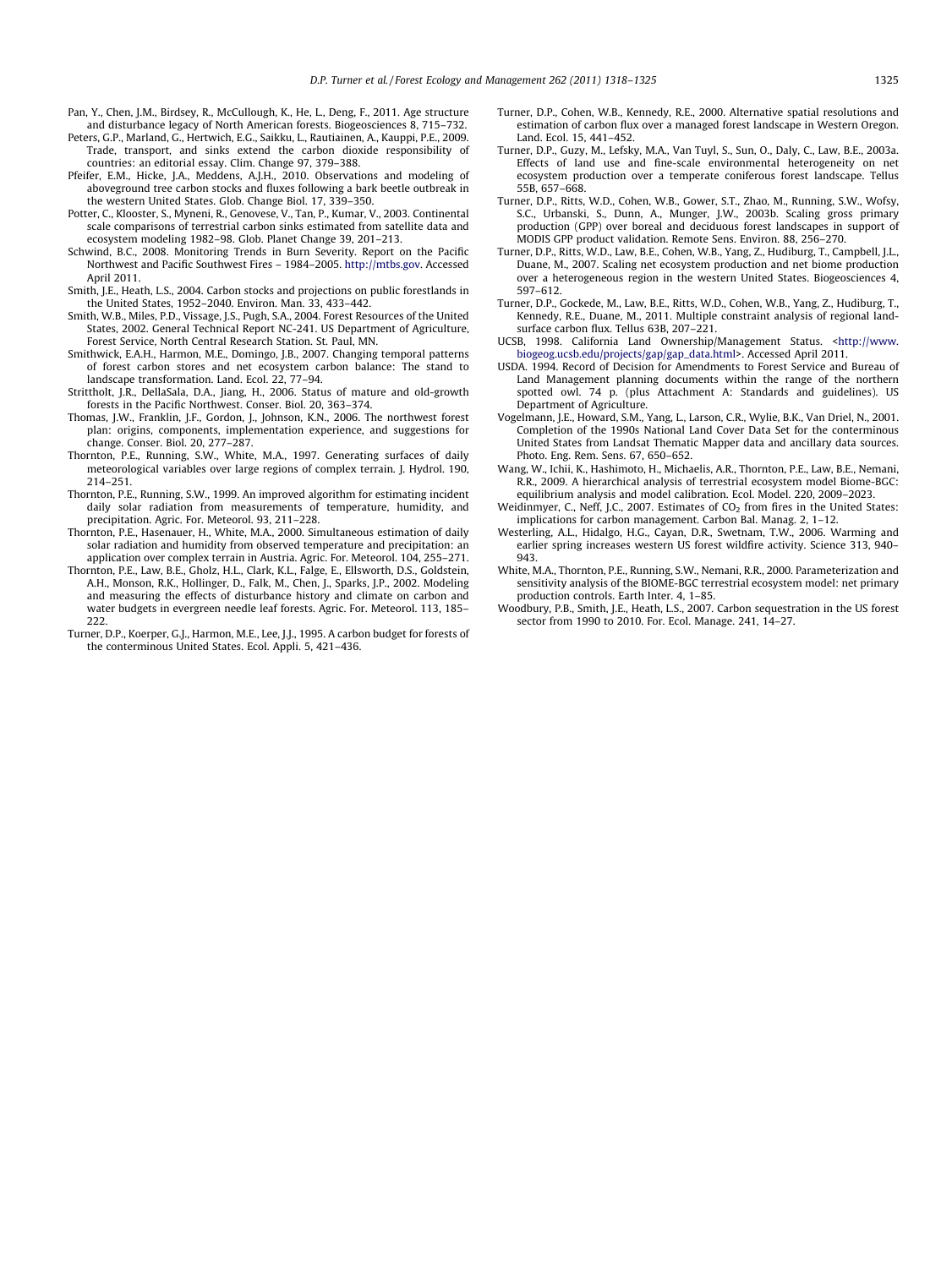Pan, Y., Chen, J.M., Birdsey, R., McCullough, K., He, L., Deng, F., 2011. Age structure and disturbance legacy of North American forests. Biogeosciences 8, 715–732.

Peters, G.P., Marland, G., Hertwich, E.G., Saikku, L., Rautiainen, A., Kauppi, P.E., 2009. Trade, transport, and sinks extend the carbon dioxide responsibility of countries: an editorial essay. Clim. Change 97, 379–388.

Pfeifer, E.M., Hicke, J.A., Meddens, A.J.H., 2010. Observations and modeling of aboveground tree carbon stocks and fluxes following a bark beetle outbreak in the western United States. Glob. Change Biol. 17, 339–350.

Potter, C., Klooster, S., Myneni, R., Genovese, V., Tan, P., Kumar, V., 2003. Continental scale comparisons of terrestrial carbon sinks estimated from satellite data and ecosystem modeling 1982–98. Glob. Planet Change 39, 201–213.

Schwind, B.C., 2008. Monitoring Trends in Burn Severity. Report on the Pacific Northwest and Pacific Southwest Fires – 1984–2005. http://mtbs.gov. Accessed April 2011.

Smith, J.E., Heath, L.S., 2004. Carbon stocks and projections on public forestlands in the United States, 1952–2040. Environ. Man. 33, 433–442.

Smith, W.B., Miles, P.D., Vissage, J.S., Pugh, S.A., 2004. Forest Resources of the United States, 2002. General Technical Report NC-241. US Department of Agriculture, Forest Service, North Central Research Station. St. Paul, MN.

Smithwick, E.A.H., Harmon, M.E., Domingo, J.B., 2007. Changing temporal patterns of forest carbon stores and net ecosystem carbon balance: The stand to landscape transformation. Land. Ecol. 22, 77–94.

Strittholt, J.R., DellaSala, D.A., Jiang, H., 2006. Status of mature and old-growth forests in the Pacific Northwest. Conser. Biol. 20, 363–374.

Thomas, J.W., Franklin, J.F., Gordon, J., Johnson, K.N., 2006. The northwest forest plan: origins, components, implementation experience, and suggestions for change. Conser. Biol. 20, 277–287.

Thornton, P.E., Running, S.W., White, M.A., 1997. Generating surfaces of daily meteorological variables over large regions of complex terrain. J. Hydrol. 190, 214–251.

Thornton, P.E., Running, S.W., 1999. An improved algorithm for estimating incident daily solar radiation from measurements of temperature, humidity, and precipitation. Agric. For. Meteorol. 93, 211–228.

Thornton, P.E., Hasenauer, H., White, M.A., 2000. Simultaneous estimation of daily solar radiation and humidity from observed temperature and precipitation: an application over complex terrain in Austria. Agric. For. Meteorol. 104, 255–271.

Thornton, P.E., Law, B.E., Gholz, H.L., Clark, K.L., Falge, E., Ellsworth, D.S., Goldstein, A.H., Monson, R.K., Hollinger, D., Falk, M., Chen, J., Sparks, J.P., 2002. Modeling and measuring the effects of disturbance history and climate on carbon and water budgets in evergreen needle leaf forests. Agric. For. Meteorol. 113, 185–222.

Turner, D.P., Koerper, G.J., Harmon, M.E., Lee, J.J., 1995. A carbon budget for forests of the conterminous United States. Ecol. Appli. 5, 421–436.

Turner, D.P., Cohen, W.B., Kennedy, R.E., 2000. Alternative spatial resolutions and estimation of carbon flux over a managed forest landscape in Western Oregon. Land. Ecol. 15, 441–452.

Turner, D.P., Guzy, M., Lefsky, M.A., Van Tuyl, S., Sun, O., Daly, C., Law, B.E., 2003a. Effects of land use and fine-scale environmental heterogeneity on net ecosystem production over a temperate coniferous forest landscape. Tellus 55B, 657–668.

Turner, D.P., Ritts, W.D., Cohen, W.B., Gower, S.T., Zhao, M., Running, S.W., Wofsy, S.C., Urbanski, S., Dunn, A., Munger, J.W., 2003b. Scaling gross primary production (GPP) over boreal and deciduous forest landscapes in support of MODIS GPP product validation. Remote Sens. Environ. 88, 256–270.

Turner, D.P., Ritts, W.D., Law, B.E., Cohen, W.B., Yang, Z., Hudiburg, T., Campbell, J.L., Duane, M., 2007. Scaling net ecosystem production and net biome production over a heterogeneous region in the western United States. Biogeosciences 4, 597–612.

Turner, D.P., Gockede, M., Law, B.E., Ritts, W.D., Cohen, W.B., Yang, Z., Hudiburg, T., Kennedy, R.E., Duane, M., 2011. Multiple constraint analysis of regional land-surface carbon flux. Tellus 63B, 207–221.

UCSB, 1998. California Land Ownership/Management Status. <http://www.biogeog.ucsb.edu/projects/gap/gap_data.html>. Accessed April 2011.

USDA. 1994. Record of Decision for Amendments to Forest Service and Bureau of Land Management planning documents within the range of the northern spotted owl. 74 p. (plus Attachment A: Standards and guidelines). US Department of Agriculture.

Vogelmann, J.E., Howard, S.M., Yang, L., Larson, C.R., Wylie, B.K., Van Driel, N., 2001. Completion of the 1990s National Land Cover Data Set for the conterminous United States from Landsat Thematic Mapper data and ancillary data sources. Photo. Eng. Rem. Sens. 67, 650–652.

Wang, W., Ichii, K., Hashimoto, H., Michaelis, A.R., Thornton, P.E., Law, B.E., Nemani, R.R., 2009. A hierarchical analysis of terrestrial ecosystem model Biome-BGC: equilibrium analysis and model calibration. Ecol. Model. 220, 2009–2023.

Weidinmyer, C., Neff, J.C., 2007. Estimates of $CO_2$ from fires in the United States: implications for carbon management. Carbon Bal. Manag. 2, 1–12.

Westerling, A.L., Hidalgo, H.G., Cayan, D.R., Swetnam, T.W., 2006. Warming and earlier spring increases western US forest wildfire activity. Science 313, 940–943.

White, M.A., Thornton, P.E., Running, S.W., Nemani, R.R., 2000. Parameterization and sensitivity analysis of the BIOME-BGC terrestrial ecosystem model: net primary production controls. Earth Inter. 4, 1–85.

Woodbury, P.B., Smith, J.E., Heath, L.S., 2007. Carbon sequestration in the US forest sector from 1990 to 2010. For. Ecol. Manage. 241, 14–27.